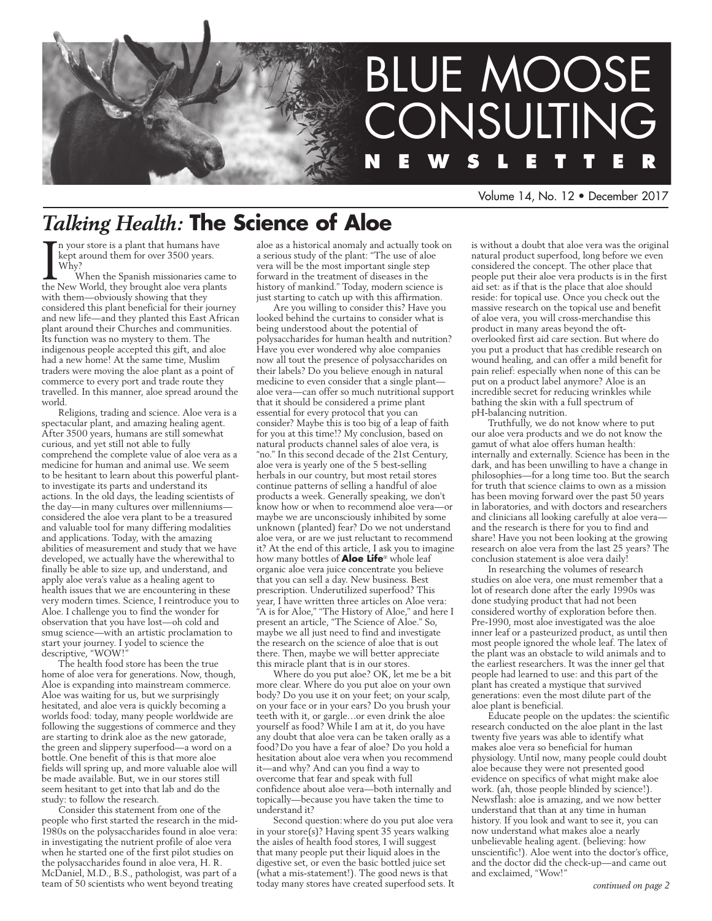# BLUE MOOSE CONSULTING NEWSLETTER

Volume 14, No. 12 • December 2017

## *Talking Health:* **The Science of Aloe**

In your store is a plant that humans have kept around them for over 3500 years. Why?

When the Spanish missionaries came to the New World, they brought aloe vera plants with them—obviously showing that they considered this plant beneficial for their journey and new life—and they planted this East African plant around their Churches and communities. Its function was no mystery to them. The indigenous people accepted this gift, and aloe had a new home! At the same time, Muslim traders were moving the aloe plant as a point of commerce to every port and trade route they travelled. In this manner, aloe spread around the world.

Religions, trading and science. Aloe vera is a spectacular plant, and amazing healing agent. After 3500 years, humans are still somewhat curious, and yet still not able to fully comprehend the complete value of aloe vera as a medicine for human and animal use. We seem to be hesitant to learn about this powerful plant-to investigate its parts and understand its actions. In the old days, the leading scientists of the day—in many cultures over millenniums—considered the aloe vera plant to be a treasured and valuable tool for many differing modalities and applications. Today, with the amazing abilities of measurement and study that we have developed, we actually have the wherewithal to finally be able to size up, and understand, and apply aloe vera's value as a healing agent to health issues that we are encountering in these very modern times. Science, I reintroduce you to Aloe. I challenge you to find the wonder for observation that you have lost—oh cold and smug science—with an artistic proclamation to start your journey. I yodel to science the descriptive, "WOW!"

The health food store has been the true home of aloe vera for generations. Now, though, Aloe is expanding into mainstream commerce. Aloe was waiting for us, but we surprisingly hesitated, and aloe vera is quickly becoming a worlds food: today, many people worldwide are following the suggestions of commerce and they are starting to drink aloe as the new gatorade, the green and slippery superfood—a word on a bottle. One benefit of this is that more aloe fields will spring up, and more valuable aloe will be made available. But, we in our stores still seem hesitant to get into that lab and do the study: to follow the research.

Consider this statement from one of the people who first started the research in the mid-1980s on the polysaccharides found in aloe vera: in investigating the nutrient profile of aloe vera when he started one of the first pilot studies on the polysaccharides found in aloe vera, H. R. McDaniel, M.D., B.S., pathologist, was part of a team of 50 scientists who went beyond treating aloe as a historical anomaly and actually took on a serious study of the plant: "The use of aloe vera will be the most important single step forward in the treatment of diseases in the history of mankind." Today, modern science is just starting to catch up with this affirmation.

Are you willing to consider this? Have you looked behind the curtains to consider what is being understood about the potential of polysaccharides for human health and nutrition? Have you ever wondered why aloe companies now all tout the presence of polysaccharides on their labels? Do you believe enough in natural medicine to even consider that a single plant—aloe vera—can offer so much nutritional support that it should be considered a prime plant essential for every protocol that you can consider? Maybe this is too big of a leap of faith for you at this time!? My conclusion, based on natural products channel sales of aloe vera, is "no." In this second decade of the 21st Century, aloe vera is yearly one of the 5 best-selling herbals in our country, but most retail stores continue patterns of selling a handful of aloe products a week. Generally speaking, we don't know how or when to recommend aloe vera—or maybe we are unconsciously inhibited by some unknown (planted) fear? Do we not understand aloe vera, or are we just reluctant to recommend it? At the end of this article, I ask you to imagine how many bottles of **Aloe Life**® whole leaf organic aloe vera juice concentrate you believe that you can sell a day. New business. Best prescription. Underutilized superfood? This year, I have written three articles on Aloe vera: "A is for Aloe," "The History of Aloe," and here I present an article, "The Science of Aloe." So, maybe we all just need to find and investigate the research on the science of aloe that is out there. Then, maybe we will better appreciate this miracle plant that is in our stores.

Where do you put aloe? OK, let me be a bit more clear. Where do you put aloe on your own body? Do you use it on your feet; on your scalp, on your face or in your ears? Do you brush your teeth with it, or gargle…or even drink the aloe yourself as food? While I am at it, do you have any doubt that aloe vera can be taken orally as a food? Do you have a fear of aloe? Do you hold a hesitation about aloe vera when you recommend it—and why? And can you find a way to overcome that fear and speak with full confidence about aloe vera—both internally and topically—because you have taken the time to understand it?

Second question: where do you put aloe vera in your store(s)? Having spent 35 years walking the aisles of health food stores, I will suggest that many people put their liquid aloes in the digestive set, or even the basic bottled juice set (what a mis-statement!). The good news is that today many stores have created superfood sets. It is without a doubt that aloe vera was the original natural product superfood, long before we even considered the concept. The other place that people put their aloe vera products is in the first aid set: as if that is the place that aloe should reside: for topical use. Once you check out the massive research on the topical use and benefit of aloe vera, you will cross-merchandise this product in many areas beyond the oft-overlooked first aid care section. But where do you put a product that has credible research on wound healing, and can offer a mild benefit for pain relief: especially when none of this can be put on a product label anymore? Aloe is an incredible secret for reducing wrinkles while bathing the skin with a full spectrum of pH-balancing nutrition.

Truthfully, we do not know where to put our aloe vera products and we do not know the gamut of what aloe offers human health: internally and externally. Science has been in the dark, and has been unwilling to have a change in philosophies—for a long time too. But the search for truth that science claims to own as a mission has been moving forward over the past 50 years in laboratories, and with doctors and researchers and clinicians all looking carefully at aloe vera—and the research is there for you to find and share! Have you not been looking at the growing research on aloe vera from the last 25 years? The conclusion statement is aloe vera daily!

In researching the volumes of research studies on aloe vera, one must remember that a lot of research done after the early 1990s was done studying product that had not been considered worthy of exploration before then. Pre-1990, most aloe investigated was the aloe inner leaf or a pasteurized product, as until then most people ignored the whole leaf. The latex of the plant was an obstacle to wild animals and to the earliest researchers. It was the inner gel that people had learned to use: and this part of the plant has created a mystique that survived generations: even the most dilute part of the aloe plant is beneficial.

Educate people on the updates: the scientific research conducted on the aloe plant in the last twenty five years was able to identify what makes aloe vera so beneficial for human physiology. Until now, many people could doubt aloe because they were not presented good evidence on specifics of what might make aloe work. (ah, those people blinded by science!). Newsflash: aloe is amazing, and we now better understand that than at any time in human history. If you look and want to see it, you can now understand what makes aloe a nearly unbelievable healing agent. (believing: how unscientific!). Aloe went into the doctor's office, and the doctor did the check-up—and came out and exclaimed, "Wow!"

*continued on page 2*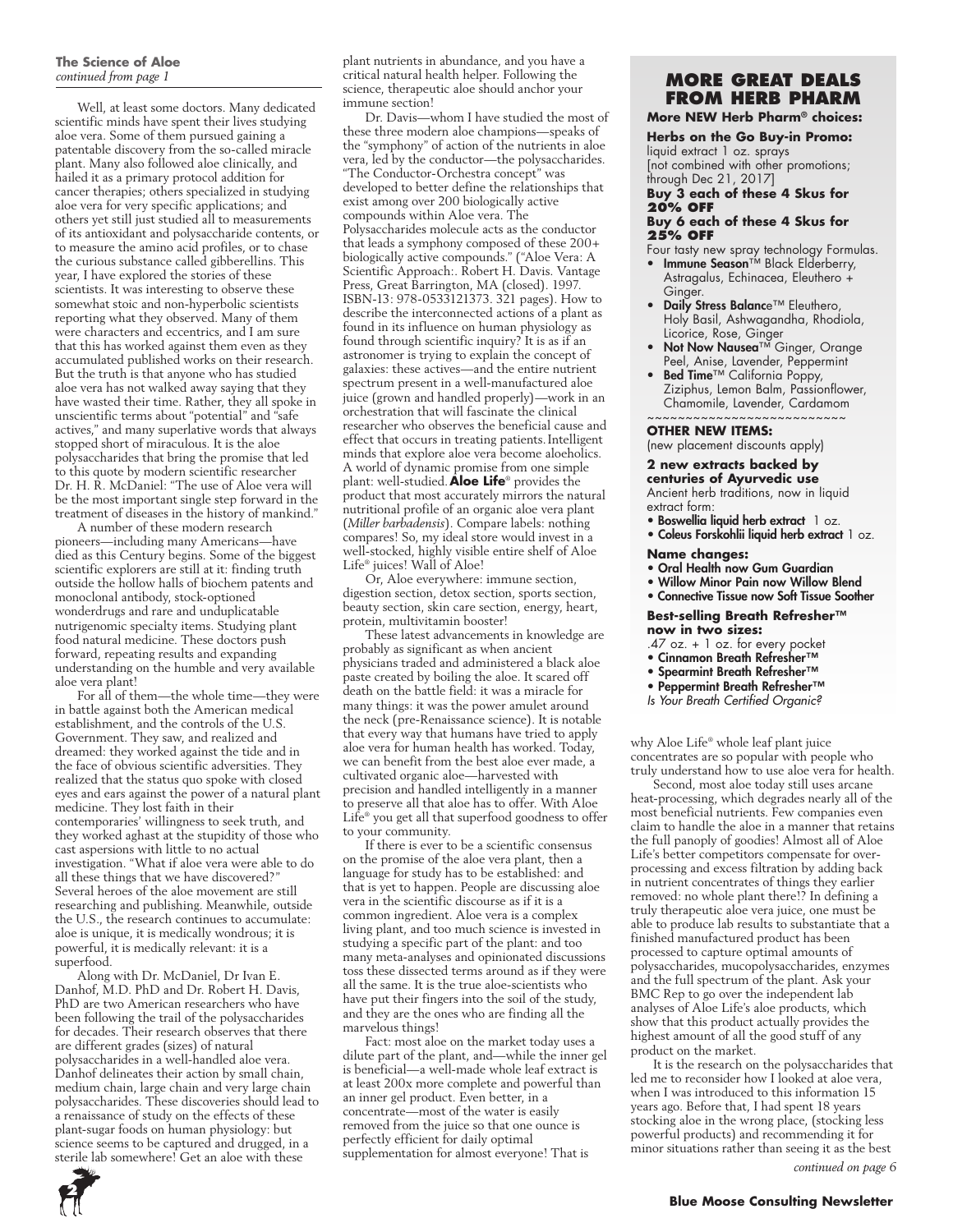**The Science of Aloe**
*continued from page 1*

Well, at least some doctors. Many dedicated scientific minds have spent their lives studying aloe vera. Some of them pursued gaining a patentable discovery from the so-called miracle plant. Many also followed aloe clinically, and hailed it as a primary protocol addition for cancer therapies; others specialized in studying aloe vera for very specific applications; and others yet still just studied all to measurements of its antioxidant and polysaccharide contents, or to measure the amino acid profiles, or to chase the curious substance called gibberellins. This year, I have explored the stories of these scientists. It was interesting to observe these somewhat stoic and non-hyperbolic scientists reporting what they observed. Many of them were characters and eccentrics, and I am sure that this has worked against them even as they accumulated published works on their research. But the truth is that anyone who has studied aloe vera has not walked away saying that they have wasted their time. Rather, they all spoke in unscientific terms about "potential" and "safe actives," and many superlative words that always stopped short of miraculous. It is the aloe polysaccharides that bring the promise that led to this quote by modern scientific researcher Dr. H. R. McDaniel: "The use of Aloe vera will be the most important single step forward in the treatment of diseases in the history of mankind."

A number of these modern research pioneers—including many Americans—have died as this Century begins. Some of the biggest scientific explorers are still at it: finding truth outside the hollow halls of biochem patents and monoclonal antibody, stock-optioned wonderdrugs and rare and unduplicatable nutrigenomic specialty items. Studying plant food natural medicine. These doctors push forward, repeating results and expanding understanding on the humble and very available aloe vera plant!

For all of them—the whole time—they were in battle against both the American medical establishment, and the controls of the U.S. Government. They saw, and realized and dreamed: they worked against the tide and in the face of obvious scientific adversities. They realized that the status quo spoke with closed eyes and ears against the power of a natural plant medicine. They lost faith in their contemporaries' willingness to seek truth, and they worked aghast at the stupidity of those who cast aspersions with little to no actual investigation. "What if aloe vera were able to do all these things that we have discovered?" Several heroes of the aloe movement are still researching and publishing. Meanwhile, outside the U.S., the research continues to accumulate: aloe is unique, it is medically wondrous; it is powerful, it is medically relevant: it is a superfood.

Along with Dr. McDaniel, Dr Ivan E. Danhof, M.D. PhD and Dr. Robert H. Davis, PhD are two American researchers who have been following the trail of the polysaccharides for decades. Their research observes that there are different grades (sizes) of natural polysaccharides in a well-handled aloe vera. Danhof delineates their action by small chain, medium chain, large chain and very large chain polysaccharides. These discoveries should lead to a renaissance of study on the effects of these plant-sugar foods on human physiology: but science seems to be captured and drugged, in a sterile lab somewhere! Get an aloe with these plant nutrients in abundance, and you have a critical natural health helper. Following the science, therapeutic aloe should anchor your immune section!

Dr. Davis—whom I have studied the most of these three modern aloe champions—speaks of the "symphony" of action of the nutrients in aloe vera, led by the conductor—the polysaccharides. "The Conductor-Orchestra concept" was developed to better define the relationships that exist among over 200 biologically active compounds within Aloe vera. The Polysaccharides molecule acts as the conductor that leads a symphony composed of these 200+ biologically active compounds." ("Aloe Vera: A Scientific Approach:. Robert H. Davis. Vantage Press, Great Barrington, MA (closed). 1997. ISBN-13: 978-0533121373. 321 pages). How to describe the interconnected actions of a plant as found in its influence on human physiology as found through scientific inquiry? It is as if an astronomer is trying to explain the concept of galaxies: these actives—and the entire nutrient spectrum present in a well-manufactured aloe juice (grown and handled properly)—work in an orchestration that will fascinate the clinical researcher who observes the beneficial cause and effect that occurs in treating patients. Intelligent minds that explore aloe vera become aloeholics. A world of dynamic promise from one simple plant: well-studied. **Aloe Life**® provides the product that most accurately mirrors the natural nutritional profile of an organic aloe vera plant (*Miller barbadensis*). Compare labels: nothing compares! So, my ideal store would invest in a well-stocked, highly visible entire shelf of Aloe Life® juices! Wall of Aloe!

Or, Aloe everywhere: immune section, digestion section, detox section, sports section, beauty section, skin care section, energy, heart, protein, multivitamin booster!

These latest advancements in knowledge are probably as significant as when ancient physicians traded and administered a black aloe paste created by boiling the aloe. It scared off death on the battle field: it was a miracle for many things: it was the power amulet around the neck (pre-Renaissance science). It is notable that every way that humans have tried to apply aloe vera for human health has worked. Today, we can benefit from the best aloe ever made, a cultivated organic aloe—harvested with precision and handled intelligently in a manner to preserve all that aloe has to offer. With Aloe Life® you get all that superfood goodness to offer to your community.

If there is ever to be a scientific consensus on the promise of the aloe vera plant, then a language for study has to be established: and that is yet to happen. People are discussing aloe vera in the scientific discourse as if it is a common ingredient. Aloe vera is a complex living plant, and too much science is invested in studying a specific part of the plant: and too many meta-analyses and opinionated discussions toss these dissected terms around as if they were all the same. It is the true aloe-scientists who have put their fingers into the soil of the study, and they are the ones who are finding all the marvelous things!

Fact: most aloe on the market today uses a dilute part of the plant, and—while the inner gel is beneficial—a well-made whole leaf extract is at least 200x more complete and powerful than an inner gel product. Even better, in a concentrate—most of the water is easily removed from the juice so that one ounce is perfectly efficient for daily optimal supplementation for almost everyone! That is why Aloe Life® whole leaf plant juice concentrates are so popular with people who truly understand how to use aloe vera for health.

Second, most aloe today still uses arcane heat-processing, which degrades nearly all of the most beneficial nutrients. Few companies even claim to handle the aloe in a manner that retains the full panoply of goodies! Almost all of Aloe Life's better competitors compensate for over-processing and excess filtration by adding back in nutrient concentrates of things they earlier removed: no whole plant there!? In defining a truly therapeutic aloe vera juice, one must be able to produce lab results to substantiate that a finished manufactured product has been processed to capture optimal amounts of polysaccharides, mucopolysaccharides, enzymes and the full spectrum of the plant. Ask your BMC Rep to go over the independent lab analyses of Aloe Life's aloe products, which show that this product actually provides the highest amount of all the good stuff of any product on the market.

It is the research on the polysaccharides that led me to reconsider how I looked at aloe vera, when I was introduced to this information 15 years ago. Before that, I had spent 18 years stocking aloe in the wrong place, (stocking less powerful products) and recommending it for minor situations rather than seeing it as the best

*continued on page 6*

## MORE GREAT DEALS FROM HERB PHARM

**More NEW Herb Pharm® choices:**

**Herbs on the Go Buy-in Promo:**
liquid extract 1 oz. sprays
[not combined with other promotions; through Dec 21, 2017]

**Buy 3 each of these 4 Skus for 20% OFF**
**Buy 6 each of these 4 Skus for 25% OFF**

Four tasty new spray technology Formulas.

- **Immune Season**™ Black Elderberry, Astragalus, Echinacea, Eleuthero + Ginger.
- **Daily Stress Balance**™ Eleuthero, Holy Basil, Ashwagandha, Rhodiola, Licorice, Rose, Ginger
- **Not Now Nausea**™ Ginger, Orange Peel, Anise, Lavender, Peppermint
- **Bed Time**™ California Poppy, Ziziphus, Lemon Balm, Passionflower, Chamomile, Lavender, Cardamom

~~~~~~~~~~~~~~~~~~~~~~~~

**OTHER NEW ITEMS:**
(new placement discounts apply)

**2 new extracts backed by centuries of Ayurvedic use**
Ancient herb traditions, now in liquid extract form:

- **Boswellia liquid herb extract** 1 oz.
- **Coleus Forskohlii liquid herb extract** 1 oz.

**Name changes:**

- **Oral Health now Gum Guardian**
- **Willow Minor Pain now Willow Blend**
- **Connective Tissue now Soft Tissue Soother**

**Best-selling Breath Refresher™ now in two sizes:**
.47 oz. + 1 oz. for every pocket

- **Cinnamon Breath Refresher™**
- **Spearmint Breath Refresher™**
- **Peppermint Breath Refresher™**

*Is Your Breath Certified Organic?*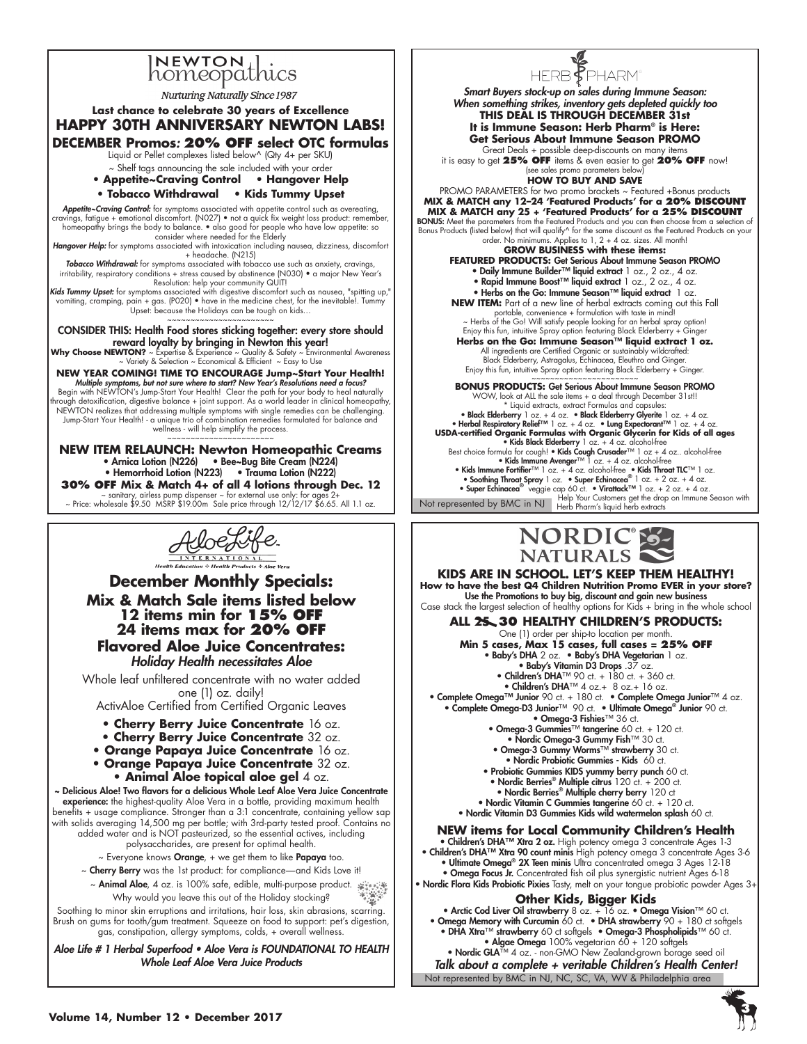# NEWTON homeopathics

*Nurturing Naturally Since 1987*

**Last chance to celebrate 30 years of Excellence**

## HAPPY 30TH ANNIVERSARY NEWTON LABS!

### DECEMBER Promos: *20% OFF select OTC formulas*

Liquid or Pellet complexes listed below^ (Qty 4+ per SKU)

~ Shelf tags announcing the sale included with your order

- **Appetite~Craving Control**
- **Hangover Help**
- **Tobacco Withdrawal**
- **Kids Tummy Upset**

***Appetite~Craving Control:*** for symptoms associated with appetite control such as overeating, cravings, fatigue + emotional discomfort. (N027) • not a quick fix weight loss product: remember, homeopathy brings the body to balance. • also good for people who have low appetite: so consider where needed for the Elderly

***Hangover Help:*** for symptoms associated with intoxication including nausea, dizziness, discomfort + headache. (N215)

***Tobacco Withdrawal:*** for symptoms associated with tobacco use such as anxiety, cravings, irritability, respiratory conditions + stress caused by abstinence (N030) • a major New Year's Resolution: help your community QUIT!

***Kids Tummy Upset:*** for symptoms associated with digestive discomfort such as nausea, "spitting up," vomiting, cramping, pain + gas. (P020) • have in the medicine chest, for the inevitable!. Tummy Upset: because the Holidays can be tough on kids…

~~~~~~~~~~~~~~~~~~~~~~~

CONSIDER THIS: Health Food stores sticking together: every store should reward loyalty by bringing in Newton this year!

**Why Choose NEWTON?** ~ Expertise & Experience ~ Quality & Safety ~ Environmental Awareness ~ Variety & Selection ~ Economical & Efficient ~ Easy to Use

**NEW YEAR COMING! TIME TO ENCOURAGE Jump~Start Your Health!**

***Multiple symptoms, but not sure where to start? New Year's Resolutions need a focus?***

Begin with NEWTON's Jump-Start Your Health! Clear the path for your body to heal naturally through detoxification, digestive balance + joint support. As a world leader in clinical homeopathy, NEWTON realizes that addressing multiple symptoms with single remedies can be challenging. Jump-Start Your Health! - a unique trio of combination remedies formulated for balance and wellness - will help simplify the process.

~~~~~~~~~~~~~~~~~~~~~~~

### NEW ITEM RELAUNCH: Newton Homeopathic Creams

- Arnica Lotion (N226)
- Bee~Bug Bite Cream (N224)
- Hemorrhoid Lotion (N223)
- Trauma Lotion (N222)

**30% OFF Mix & Match 4+ of all 4 lotions through Dec. 12**

~ sanitary, airless pump dispenser ~ for external use only: for ages 2+

~ Price: wholesale $9.50 MSRP $19.00m Sale price through 12/12/17 $6.65. All 1.1 oz.

---

# HERB PHARM

***Smart Buyers stock-up on sales during Immune Season: When something strikes, inventory gets depleted quickly too***

**THIS DEAL IS THROUGH DECEMBER 31st**

**It is Immune Season: Herb Pharm® is Here:**

**Get Serious About Immune Season PROMO**

Great Deals + possible deep-discounts on many items

it is easy to get **25% OFF** items & even easier to get **20% OFF** now!

(see sales promo parameters below)

**HOW TO BUY AND SAVE**

PROMO PARAMETERS for two promo brackets ~ Featured +Bonus products

**MIX & MATCH any 12–24 'Featured Products' for a 20% DISCOUNT**

**MIX & MATCH any 25 + 'Featured Products' for a 25% DISCOUNT**

**BONUS:** Meet the parameters from the Featured Products and you can then choose from a selection of Bonus Products (listed below) that will qualify^ for the same discount as the Featured Products on your order. No minimums. Applies to 1, 2 + 4 oz. sizes. All month!

**GROW BUSINESS with these items:**

**FEATURED PRODUCTS:** Get Serious About Immune Season PROMO

- **Daily Immune Builder™ liquid extract** 1 oz., 2 oz., 4 oz.
- **Rapid Immune Boost™ liquid extract** 1 oz., 2 oz., 4 oz.
- **Herbs on the Go: Immune Season™ liquid extract** 1 oz.

**NEW ITEM:** Part of a new line of herbal extracts coming out this Fall portable, convenience + formulation with taste in mind!

~ Herbs of the Go! Will satisfy people looking for an herbal spray option! Enjoy this fun, intuitive Spray option featuring Black Elderberry + Ginger

**Herbs on the Go: Immune Season™ liquid extract 1 oz.**

All ingredients are Certified Organic or sustainably wildcrafted: Black Elderberry, Astragalus, Echinacea, Eleuthro and Ginger. Enjoy this fun, intuitive Spray option featuring Black Elderberry + Ginger.

~~~~~~~~~~~~~~~~~~~~~~~

**BONUS PRODUCTS:** Get Serious About Immune Season PROMO

WOW, look at ALL the sale items + a deal through December 31st!!

* Liquid extracts, extract Formulas and capsules:

- **Black Elderberry** 1 oz. + 4 oz.
- **Black Elderberry Glyerite** 1 oz. + 4 oz.
- **Herbal Respiratory Relief™** 1 oz. + 4 oz.
- **Lung Expectorant™** 1 oz. + 4 oz.

**USDA-certified Organic Formulas with Organic Glycerin for Kids of all ages**

- **Kids Black Elderberry** 1 oz. + 4 oz. alcohol-free

Best choice formula for cough! • **Kids Cough Crusader**™ 1 oz + 4 oz.. alcohol-free

- **Kids Immune Avenger**™ 1 oz. + 4 oz. alcohol-free
- **Kids Immune Fortifier**™ 1 oz. + 4 oz. alcohol-free
- **Kids Throat TLC**™ 1 oz.
- **Soothing Throat Spray** 1 oz.
- **Super Echinacea®** 1 oz. + 2 oz. + 4 oz.
- **Super Echinacea®** veggie cap 60 ct.
- **Virattack™** 1 oz. + 2 oz. + 4 oz.

Not represented by BMC in NJ

Help Your Customers get the drop on Immune Season with Herb Pharm's liquid herb extracts

---

# AloeLife INTERNATIONAL

*Health Education ✣ Health Products ✣ Aloe Vera*

## December Monthly Specials:

### Mix & Match Sale items listed below

### 12 items min for 15% OFF

### 24 items max for 20% OFF

### Flavored Aloe Juice Concentrates:

***Holiday Health necessitates Aloe***

Whole leaf unfiltered concentrate with no water added one (1) oz. daily!

ActivAloe Certified from Certified Organic Leaves

- **Cherry Berry Juice Concentrate** 16 oz.
- **Cherry Berry Juice Concentrate** 32 oz.
- **Orange Papaya Juice Concentrate** 16 oz.
- **Orange Papaya Juice Concentrate** 32 oz.
- **Animal Aloe topical aloe gel** 4 oz.

**~ Delicious Aloe! Two flavors for a delicious Whole Leaf Aloe Vera Juice Concentrate experience:** the highest-quality Aloe Vera in a bottle, providing maximum health benefits + usage compliance. Stronger than a 3:1 concentrate, containing yellow sap with solids averaging 14,500 mg per bottle; with 3rd-party tested proof. Contains no added water and is NOT pasteurized, so the essential actives, including polysaccharides, are present for optimal health.

~ Everyone knows **Orange**, + we get them to like **Papaya** too.

~ **Cherry Berry** was the 1st product: for compliance—and Kids Love it!

~ **Animal Aloe**, 4 oz. is 100% safe, edible, multi-purpose product. Why would you leave this out of the Holiday stocking?

Soothing to minor skin erruptions and irritations, hair loss, skin abrasions, scarring. Brush on gums for tooth/gum treatment. Squeeze on food to support: pet's digestion, gas, constipation, allergy symptoms, colds, + overall wellness.

***Aloe Life # 1 Herbal Superfood • Aloe Vera is FOUNDATIONAL TO HEALTH Whole Leaf Aloe Vera Juice Products***

---

# NORDIC® NATURALS

**KIDS ARE IN SCHOOL. LET'S KEEP THEM HEALTHY!**

**How to have the best Q4 Children Nutrition Promo EVER in your store?**

Use the Promotions to buy big, discount and gain new business

Case stack the largest selection of healthy options for Kids + bring in the whole school

### ALL ~~25~~ 30 HEALTHY CHILDREN'S PRODUCTS:

One (1) order per ship-to location per month.

**Min 5 cases, Max 15 cases, full cases = 25% OFF**

- **Baby's DHA** 2 oz.
- **Baby's DHA Vegetarian** 1 oz.
- **Baby's Vitamin D3 Drops** .37 oz.
- **Children's DHA**™ 90 ct. + 180 ct. + 360 ct.
- **Children's DHA**™ 4 oz.+ 8 oz.+ 16 oz.
- **Complete Omega™ Junior** 90 ct. + 180 ct.
- **Complete Omega Junior**™ 4 oz.
- **Complete Omega-D3 Junior**™ 90 ct.
- **Ultimate Omega® Junior** 90 ct.
- **Omega-3 Fishies**™ 36 ct.
- **Omega-3 Gummies**™ **tangerine** 60 ct. + 120 ct.
- **Nordic Omega-3 Gummy Fish**™ 30 ct.
- **Omega-3 Gummy Worms**™ **strawberry** 30 ct.
- **Nordic Probiotic Gummies - Kids** 60 ct.
- **Probiotic Gummies KIDS yummy berry punch** 60 ct.
- **Nordic Berries® Multiple citrus** 120 ct. + 200 ct.
- **Nordic Berries® Multiple cherry berry** 120 ct
- **Nordic Vitamin C Gummies tangerine** 60 ct. + 120 ct.
- **Nordic Vitamin D3 Gummies Kids wild watermelon splash** 60 ct.

### NEW items for Local Community Children's Health

- **Children's DHA™ Xtra 2 oz.** High potency omega 3 concentrate Ages 1-3
- **Children's DHA™ Xtra 90 count minis** High potency omega 3 concentrate Ages 3-6
- **Ultimate Omega® 2X Teen minis** Ultra concentrated omega 3 Ages 12-18
- **Omega Focus Jr.** Concentrated fish oil plus synergistic nutrient Ages 6-18
- **Nordic Flora Kids Probiotic Pixies** Tasty, melt on your tongue probiotic powder Ages 3+

### Other Kids, Bigger Kids

- **Arctic Cod Liver Oil strawberry** 8 oz. + 16 oz.
- **Omega Vision**™ 60 ct.
- **Omega Memory with Curcumin** 60 ct.
- **DHA strawberry** 90 + 180 ct softgels
- **DHA Xtra**™ **strawberry** 60 ct softgels
- **Omega-3 Phospholipids**™ 60 ct.
- **Algae Omega** 100% vegetarian 60 + 120 softgels
- **Nordic GLA**™ 4 oz. - non-GMO New Zealand-grown borage seed oil

***Talk about a complete + veritable Children's Health Center!***

Not represented by BMC in NJ, NC, SC, VA, WV & Philadelphia area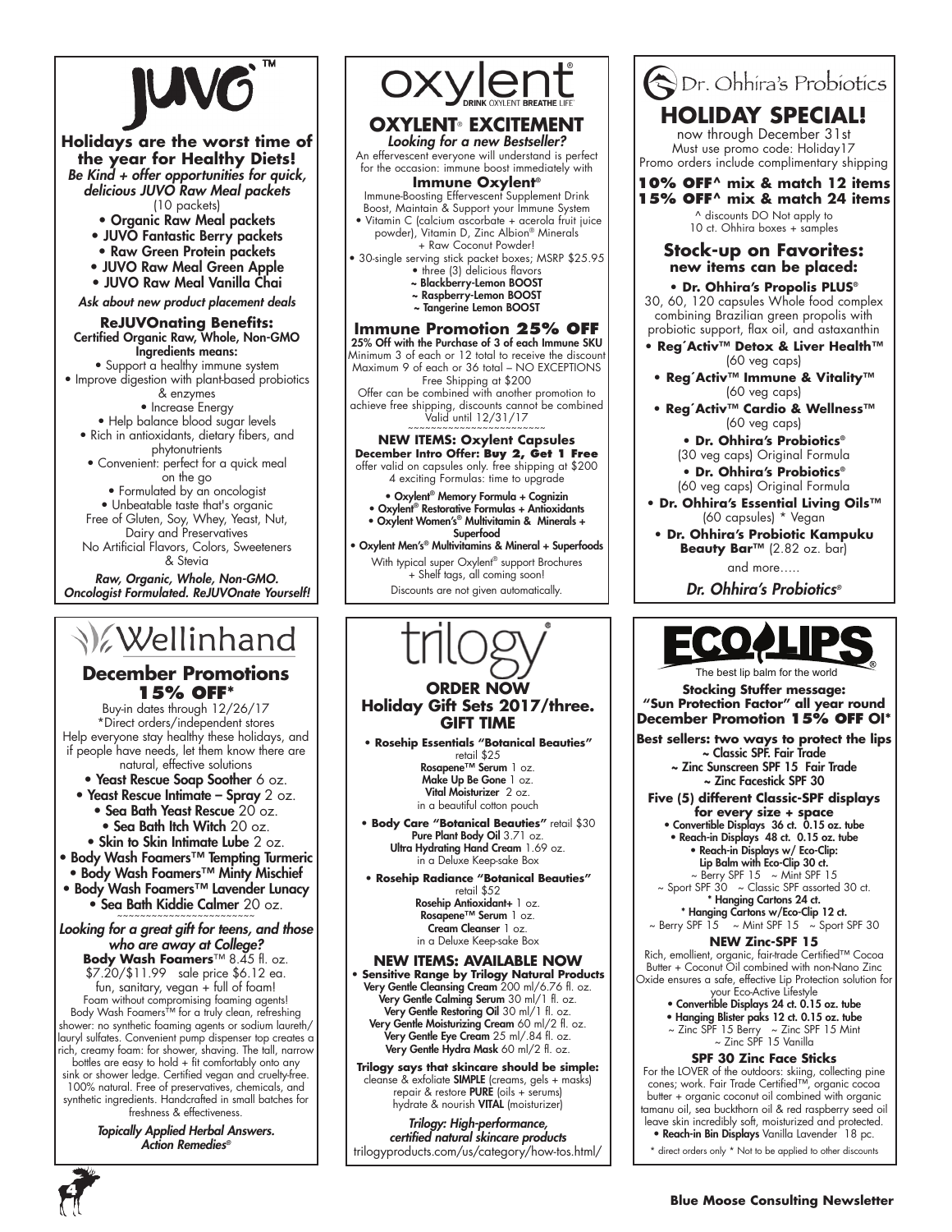# JUVO™

**Holidays are the worst time of the year for Healthy Diets!**

*Be Kind + offer opportunities for quick, delicious JUVO Raw Meal packets*
(10 packets)

- Organic Raw Meal packets
- JUVO Fantastic Berry packets
- Raw Green Protein packets
- JUVO Raw Meal Green Apple
- JUVO Raw Meal Vanilla Chai

*Ask about new product placement deals*

**ReJUVOnating Benefits:**
Certified Organic Raw, Whole, Non-GMO Ingredients means:

- Support a healthy immune system
- Improve digestion with plant-based probiotics & enzymes
- Increase Energy
- Help balance blood sugar levels
- Rich in antioxidants, dietary fibers, and phytonutrients
- Convenient: perfect for a quick meal on the go
- Formulated by an oncologist
- Unbeatable taste that's organic

Free of Gluten, Soy, Whey, Yeast, Nut, Dairy and Preservatives
No Artificial Flavors, Colors, Sweeteners & Stevia

*Raw, Organic, Whole, Non-GMO. Oncologist Formulated. ReJUVOnate Yourself!*

# Wellinhand

## December Promotions 15% OFF*

Buy-in dates through 12/26/17
*Direct orders/independent stores
Help everyone stay healthy these holidays, and if people have needs, let them know there are natural, effective solutions

- Yeast Rescue Soap Soother 6 oz.
- Yeast Rescue Intimate – Spray 2 oz.
- Sea Bath Yeast Rescue 20 oz.
- Sea Bath Itch Witch 20 oz.
- Skin to Skin Intimate Lube 2 oz.
- Body Wash Foamers™ Tempting Turmeric
- Body Wash Foamers™ Minty Mischief
- Body Wash Foamers™ Lavender Lunacy
- Sea Bath Kiddie Calmer 20 oz.

~~~~~~~~~~~~~~~~~~~~~~~~

***Looking for a great gift for teens, and those who are away at College?***

**Body Wash Foamers**™ 8.45 fl. oz.
$7.20/$11.99 sale price $6.12 ea.
fun, sanitary, vegan + full of foam!
Foam without compromising foaming agents! Body Wash Foamers™ for a truly clean, refreshing shower: no synthetic foaming agents or sodium laureth/lauryl sulfates. Convenient pump dispenser top creates a rich, creamy foam: for shower, shaving. The tall, narrow bottles are easy to hold + fit comfortably onto any sink or shower ledge. Certified vegan and cruelty-free. 100% natural. Free of preservatives, chemicals, and synthetic ingredients. Handcrafted in small batches for freshness & effectiveness.

*Topically Applied Herbal Answers. Action Remedies®*

# oxylent®

DRINK OXYLENT BREATHE LIFE

## OXYLENT® EXCITEMENT

*Looking for a new Bestseller?*
An effervescent everyone will understand is perfect for the occasion: immune boost immediately with

**Immune Oxylent®**
Immune-Boosting Effervescent Supplement Drink
Boost, Maintain & Support your Immune System

- Vitamin C (calcium ascorbate + acerola fruit juice powder), Vitamin D, Zinc Albion® Minerals + Raw Coconut Powder!
- 30-single serving stick packet boxes; MSRP $25.95
- three (3) delicious flavors
  - ~ Blackberry-Lemon BOOST
  - ~ Raspberry-Lemon BOOST
  - ~ Tangerine Lemon BOOST

### Immune Promotion 25% OFF

**25% Off with the Purchase of 3 of each Immune SKU**
Minimum 3 of each or 12 total to receive the discount
Maximum 9 of each or 36 total – NO EXCEPTIONS
Free Shipping at $200
Offer can be combined with another promotion to achieve free shipping, discounts cannot be combined
Valid until 12/31/17

~~~~~~~~~~~~~~~~~~~~~~~~

**NEW ITEMS: Oxylent Capsules**
**December Intro Offer: Buy 2, Get 1 Free**
offer valid on capsules only. free shipping at $200
4 exciting Formulas: time to upgrade

- Oxylent® Memory Formula + Cognizin
- Oxylent® Restorative Formulas + Antioxidants
- Oxylent Women's® Multivitamin & Minerals + Superfood
- Oxylent Men's® Multivitamins & Mineral + Superfoods

With typical super Oxylent® support Brochures + Shelf tags, all coming soon!
Discounts are not given automatically.

# trilogy®

## ORDER NOW
## Holiday Gift Sets 2017/three. GIFT TIME

- **Rosehip Essentials "Botanical Beauties"** retail $25
  Rosapene™ Serum 1 oz.
  Make Up Be Gone 1 oz.
  Vital Moisturizer 2 oz.
  in a beautiful cotton pouch
- **Body Care "Botanical Beauties"** retail $30
  Pure Plant Body Oil 3.71 oz.
  Ultra Hydrating Hand Cream 1.69 oz.
  in a Deluxe Keep-sake Box
- **Rosehip Radiance "Botanical Beauties"** retail $52
  Rosehip Antioxidant+ 1 oz.
  Rosapene™ Serum 1 oz.
  Cream Cleanser 1 oz.
  in a Deluxe Keep-sake Box

### NEW ITEMS: AVAILABLE NOW

- **Sensitive Range by Trilogy Natural Products**
  Very Gentle Cleansing Cream 200 ml/6.76 fl. oz.
  Very Gentle Calming Serum 30 ml/1 fl. oz.
  Very Gentle Restoring Oil 30 ml/1 fl. oz.
  Very Gentle Moisturizing Cream 60 ml/2 fl. oz.
  Very Gentle Eye Cream 25 ml/.84 fl. oz.
  Very Gentle Hydra Mask 60 ml/2 fl. oz.

**Trilogy says that skincare should be simple:**
cleanse & exfoliate SIMPLE (creams, gels + masks)
repair & restore PURE (oils + serums)
hydrate & nourish VITAL (moisturizer)

*Trilogy: High-performance, certified natural skincare products*
trilogyproducts.com/us/category/how-tos.html/

# Dr. Ohhira's Probiotics

## HOLIDAY SPECIAL!

now through December 31st
Must use promo code: Holiday17
Promo orders include complimentary shipping

**10% OFF^ mix & match 12 items**
**15% OFF^ mix & match 24 items**
^ discounts DO Not apply to 10 ct. Ohhira boxes + samples

### Stock-up on Favorites:
**new items can be placed:**

- **Dr. Ohhira's Propolis PLUS®**
  30, 60, 120 capsules Whole food complex combining Brazilian green propolis with probiotic support, flax oil, and astaxanthin
- **Reg´Activ™ Detox & Liver Health™** (60 veg caps)
- **Reg´Activ™ Immune & Vitality™** (60 veg caps)
- **Reg´Activ™ Cardio & Wellness™** (60 veg caps)
- **Dr. Ohhira's Probiotics®** (30 veg caps) Original Formula
- **Dr. Ohhira's Probiotics®** (60 veg caps) Original Formula
- **Dr. Ohhira's Essential Living Oils™** (60 capsules) * Vegan
- **Dr. Ohhira's Probiotic Kampuku Beauty Bar™** (2.82 oz. bar)

and more…..

*Dr. Ohhira's Probiotics®*

# ECOLIPS®

The best lip balm for the world

**Stocking Stuffer message: "Sun Protection Factor" all year round**
**December Promotion 15% OFF OI***

**Best sellers: two ways to protect the lips**
~ Classic SPF. Fair Trade
~ Zinc Sunscreen SPF 15 Fair Trade
~ Zinc Facestick SPF 30

**Five (5) different Classic-SPF displays for every size + space**

- Convertible Displays 36 ct. 0.15 oz. tube
- Reach-in Displays 48 ct. 0.15 oz. tube
- Reach-in Displays w/ Eco-Clip: Lip Balm with Eco-Clip 30 ct.
  ~ Berry SPF 15 ~ Mint SPF 15
  ~ Sport SPF 30 ~ Classic SPF assorted 30 ct.
- \* Hanging Cartons 24 ct.
- \* Hanging Cartons w/Eco-Clip 12 ct.
  ~ Berry SPF 15 ~ Mint SPF 15 ~ Sport SPF 30

**NEW Zinc-SPF 15**
Rich, emollient, organic, fair-trade Certified™ Cocoa Butter + Coconut Oil combined with non-Nano Zinc Oxide ensures a safe, effective Lip Protection solution for your Eco-Active Lifestyle

- Convertible Displays 24 ct. 0.15 oz. tube
- Hanging Blister paks 12 ct. 0.15 oz. tube
  ~ Zinc SPF 15 Berry ~ Zinc SPF 15 Mint
  ~ Zinc SPF 15 Vanilla

**SPF 30 Zinc Face Sticks**
For the LOVER of the outdoors: skiing, collecting pine cones; work. Fair Trade Certified™, organic cocoa butter + organic coconut oil combined with organic tamanu oil, sea buckthorn oil & red raspberry seed oil leave skin incredibly soft, moisturized and protected.

- Reach-in Bin Displays Vanilla Lavender 18 pc.

\* direct orders only \* Not to be applied to other discounts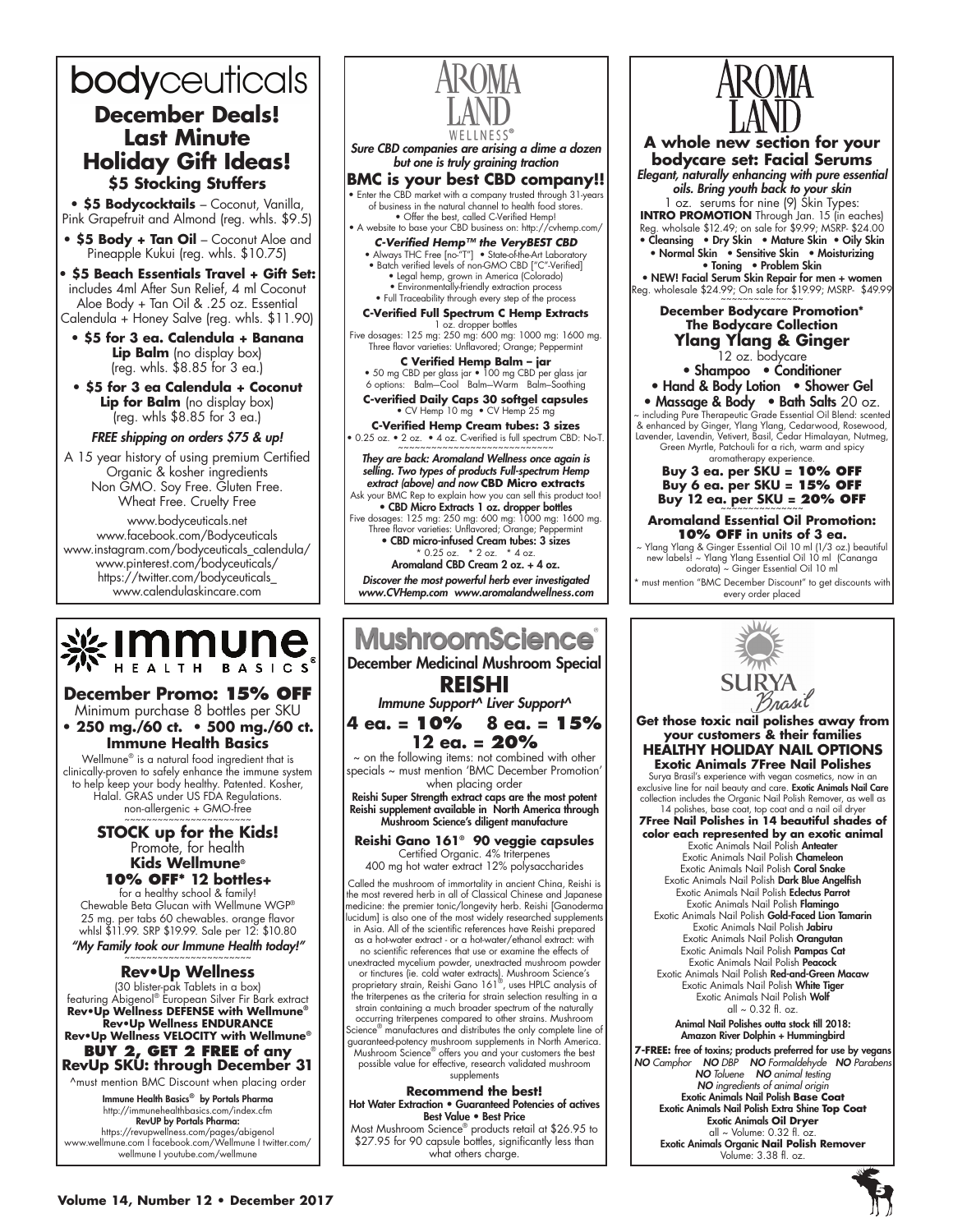# bodyceuticals

## December Deals! Last Minute Holiday Gift Ideas!

### $5 Stocking Stuffers

- **$5 Bodycocktails** – Coconut, Vanilla, Pink Grapefruit and Almond (reg. whls. $9.5)
- **$5 Body + Tan Oil** – Coconut Aloe and Pineapple Kukui (reg. whls. $10.75)
- **$5 Beach Essentials Travel + Gift Set:** includes 4ml After Sun Relief, 4 ml Coconut Aloe Body + Tan Oil & .25 oz. Essential Calendula + Honey Salve (reg. whls. $11.90)
- **$5 for 3 ea. Calendula + Banana Lip Balm** (no display box) (reg. whls. $8.85 for 3 ea.)
- **$5 for 3 ea Calendula + Coconut Lip for Balm** (no display box) (reg. whls $8.85 for 3 ea.)

*FREE shipping on orders $75 & up!*

A 15 year history of using premium Certified Organic & kosher ingredients Non GMO. Soy Free. Gluten Free. Wheat Free. Cruelty Free

www.bodyceuticals.net
www.facebook.com/Bodyceuticals
www.instagram.com/bodyceuticals_calendula/
www.pinterest.com/bodyceuticals/
https://twitter.com/bodyceuticals_
www.calendulaskincare.com

# AROMA LAND WELLNESS®

*Sure CBD companies are arising a dime a dozen but one is truly graining traction*

## BMC is your best CBD company!!

- Enter the CBD market with a company trusted through 31-years of business in the natural channel to health food stores.
- Offer the best, called C-Verified Hemp!
- A website to base your CBD business on: http://cvhemp.com/

***C-Verified Hemp™ the VeryBEST CBD***

- Always THC Free [no-"T"] • State-of-the-Art Laboratory
- Batch verified levels of non-GMO CBD ["C"-Verified]
- Legal hemp, grown in America (Colorado)
- Environmentally-friendly extraction process
- Full Traceability through every step of the process

**C-Verified Full Spectrum C Hemp Extracts**
1 oz. dropper bottles
Five dosages: 125 mg: 250 mg: 600 mg: 1000 mg: 1600 mg. Three flavor varieties: Unflavored; Orange; Peppermint

**C Verified Hemp Balm – jar**
• 50 mg CBD per glass jar • 100 mg CBD per glass jar
6 options: Balm—Cool Balm—Warm Balm—Soothing

**C-verified Daily Caps 30 softgel capsules**
• CV Hemp 10 mg • CV Hemp 25 mg

**C-Verified Hemp Cream tubes: 3 sizes**
• 0.25 oz. • 2 oz. • 4 oz. C-verified is full spectrum CBD: No-T.

***They are back: Aromaland Wellness once again is selling. Two types of products Full-spectrum Hemp extract (above) and now CBD Micro extracts***

Ask your BMC Rep to explain how you can sell this product too!

**• CBD Micro Extracts 1 oz. dropper bottles**
Five dosages: 125 mg: 250 mg: 600 mg: 1000 mg: 1600 mg. Three flavor varieties: Unflavored; Orange; Peppermint

**• CBD micro-infused Cream tubes: 3 sizes**
* 0.25 oz. * 2 oz. * 4 oz.

**Aromaland CBD Cream 2 oz. + 4 oz.**

***Discover the most powerful herb ever investigated www.CVHemp.com www.aromalandwellness.com***

# AROMA LAND

## A whole new section for your bodycare set: Facial Serums

*Elegant, naturally enhancing with pure essential oils. Bring youth back to your skin*

1 oz. serums for nine (9) Skin Types:
**INTRO PROMOTION** Through Jan. 15 (in eaches)
Reg. wholsale $12.49; on sale for $9.99; MSRP- $24.00

• Cleansing • Dry Skin • Mature Skin • Oily Skin • Normal Skin • Sensitive Skin • Moisturizing • Toning • Problem Skin

• NEW! Facial Serum Skin Repair for men + women
Reg. wholesale $24.99; On sale for $19.99; MSRP- $49.99

**December Bodycare Promotion***
**The Bodycare Collection**
**Ylang Ylang & Ginger**
12 oz. bodycare

• Shampoo • Conditioner
• Hand & Body Lotion • Shower Gel
• Massage & Body • Bath Salts 20 oz.

~ including Pure Therapeutic Grade Essential Oil Blend: scented & enhanced by Ginger, Ylang Ylang, Cedarwood, Rosewood, Lavender, Lavendin, Vetivert, Basil, Cedar Himalayan, Nutmeg, Green Myrtle, Patchouli for a rich, warm and spicy aromatherapy experience.

**Buy 3 ea. per SKU = 10% OFF**
**Buy 6 ea. per SKU = 15% OFF**
**Buy 12 ea. per SKU = 20% OFF**

**Aromaland Essential Oil Promotion:**
**10% OFF in units of 3 ea.**

~ Ylang Ylang & Ginger Essential Oil 10 ml (1/3 oz.) beautiful new labels! ~ Ylang Ylang Essential Oil 10 ml (Cananga odorata) ~ Ginger Essential Oil 10 ml

* must mention "BMC December Discount" to get discounts with every order placed

# immune HEALTH BASICS®

## December Promo: 15% OFF

Minimum purchase 8 bottles per SKU
**• 250 mg./60 ct. • 500 mg./60 ct.**
**Immune Health Basics**

Wellmune® is a natural food ingredient that is clinically-proven to safely enhance the immune system to help keep your body healthy. Patented. Kosher, Halal. GRAS under US FDA Regulations. non-allergenic + GMO-free

### STOCK up for the Kids!

Promote, for health
**Kids Wellmune®**
**10% OFF* 12 bottles+**
for a healthy school & family!
Chewable Beta Glucan with Wellmune WGP® 25 mg. per tabs 60 chewables. orange flavor whlsl $11.99. SRP $19.99. Sale per 12: $10.80

***"My Family took our Immune Health today!"***

### Rev•Up Wellness

(30 blister-pak Tablets in a box)
featuring Abigenol® European Silver Fir Bark extract
**Rev•Up Wellness DEFENSE with Wellmune®**
**Rev•Up Wellness ENDURANCE**
**Rev•Up Wellness VELOCITY with Wellmune®**

**BUY 2, GET 2 FREE of any RevUp SKU: through December 31**

^must mention BMC Discount when placing order

**Immune Health Basics® by Portals Pharma**
http://immunehealthbasics.com/index.cfm
**RevUP by Portals Pharma:**
https://revupwellness.com/pages/abigenol
www.wellmune.com I facebook.com/Wellmune I twitter.com/wellmune I youtube.com/wellmune

# MushroomScience®

## December Medicinal Mushroom Special

## REISHI

*Immune Support^ Liver Support^*

**4 ea. = 10% 8 ea. = 15%**
**12 ea. = 20%**

~ on the following items: not combined with other specials ~ must mention 'BMC December Promotion' when placing order

**Reishi Super Strength extract caps are the most potent Reishi supplement available in North America through Mushroom Science's diligent manufacture**

**Reishi Gano 161® 90 veggie capsules**
Certified Organic. 4% triterpenes
400 mg hot water extract 12% polysaccharides

Called the mushroom of immortality in ancient China, Reishi is the most revered herb in all of Classical Chinese and Japanese medicine: the premier tonic/longevity herb. Reishi [Ganoderma lucidum] is also one of the most widely researched supplements in Asia. All of the scientific references have Reishi prepared as a hot-water extract - or a hot-water/ethanol extract: with no scientific references that use or examine the effects of unextracted mycelium powder, unextracted mushroom powder or tinctures (ie. cold water extracts). Mushroom Science's proprietary strain, Reishi Gano 161®, uses HPLC analysis of the triterpenes as the criteria for strain selection resulting in a strain containing a much broader spectrum of the naturally occurring triterpenes compared to other strains. Mushroom Science® manufactures and distributes the only complete line of guaranteed-potency mushroom supplements in North America. Mushroom Science® offers you and your customers the best possible value for effective, research validated mushroom supplements

**Recommend the best!**
**Hot Water Extraction • Guaranteed Potencies of actives Best Value • Best Price**

Most Mushroom Science® products retail at $26.95 to $27.95 for 90 capsule bottles, significantly less than what others charge.

# SURYA Brasil

## Get those toxic nail polishes away from your customers & their families

## HEALTHY HOLIDAY NAIL OPTIONS

### Exotic Animals 7Free Nail Polishes

Surya Brasil's experience with vegan cosmetics, now in an exclusive line for nail beauty and care. **Exotic Animals Nail Care** collection includes the Organic Nail Polish Remover, as well as 14 polishes, base coat, top coat and a nail oil dryer

**7Free Nail Polishes in 14 beautiful shades of color each represented by an exotic animal**

Exotic Animals Nail Polish **Anteater**
Exotic Animals Nail Polish **Chameleon**
Exotic Animals Nail Polish **Coral Snake**
Exotic Animals Nail Polish **Dark Blue Angelfish**
Exotic Animals Nail Polish **Eclectus Parrot**
Exotic Animals Nail Polish **Flamingo**
Exotic Animals Nail Polish **Gold-Faced Lion Tamarin**
Exotic Animals Nail Polish **Jabiru**
Exotic Animals Nail Polish **Orangutan**
Exotic Animals Nail Polish **Pampas Cat**
Exotic Animals Nail Polish **Peacock**
Exotic Animals Nail Polish **Red-and-Green Macaw**
Exotic Animals Nail Polish **White Tiger**
Exotic Animals Nail Polish **Wolf**
all ~ 0.32 fl. oz.

**Animal Nail Polishes outta stock till 2018: Amazon River Dolphin + Hummingbird**

**7-FREE:** free of toxins; products preferred for use by vegans
***NO** Camphor **NO** DBP **NO** Formaldehyde **NO** Parabens **NO** Toluene **NO** animal testing **NO** ingredients of animal origin*

**Exotic Animals Nail Polish Base Coat**
**Exotic Animals Nail Polish Extra Shine Top Coat**
**Exotic Animals Oil Dryer**
all ~ Volume: 0.32 fl. oz.
**Exotic Animals Organic Nail Polish Remover**
Volume: 3.38 fl. oz.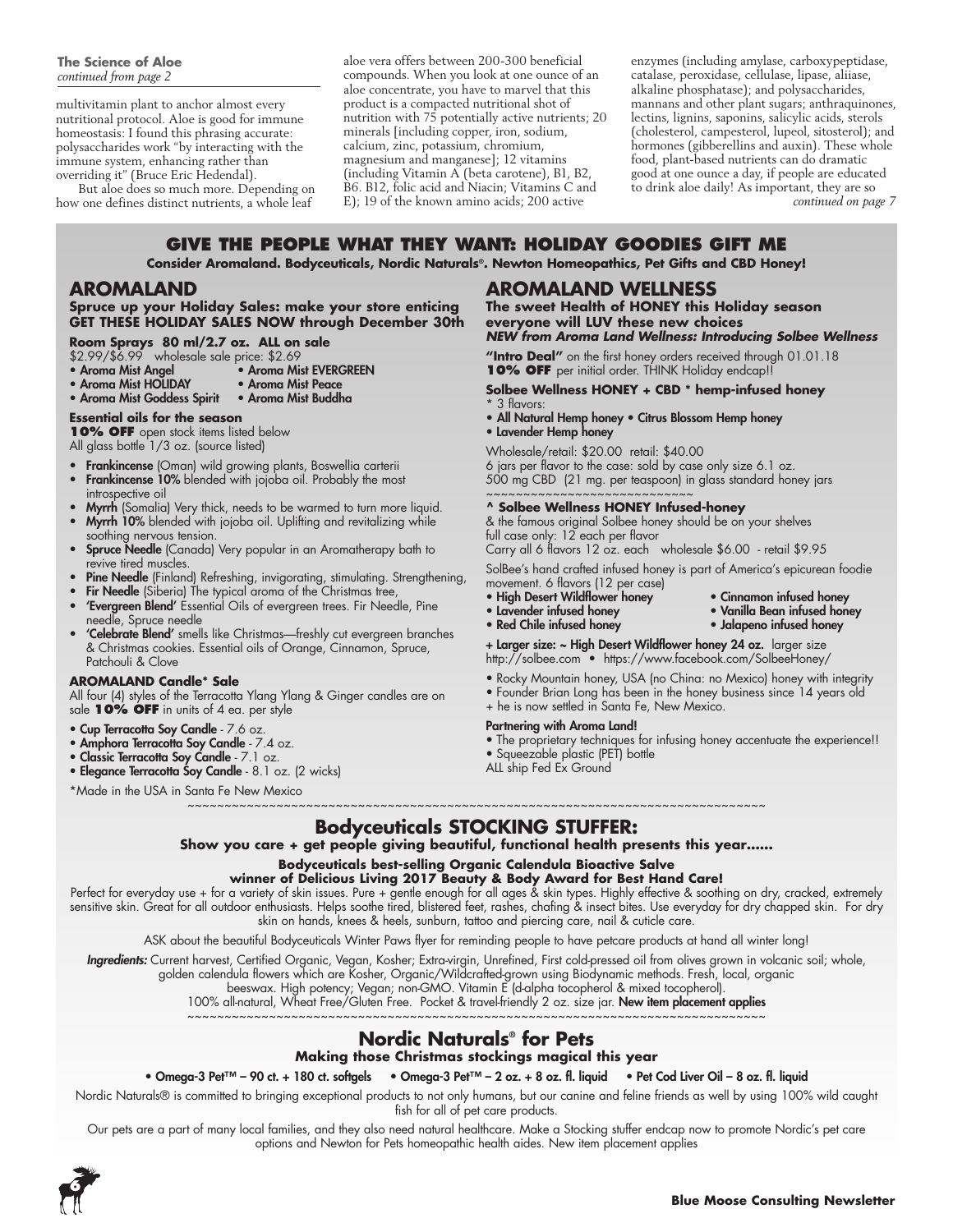**The Science of Aloe**
*continued from page 2*

multivitamin plant to anchor almost every nutritional protocol. Aloe is good for immune homeostasis: I found this phrasing accurate: polysaccharides work "by interacting with the immune system, enhancing rather than overriding it" (Bruce Eric Hedendal).

But aloe does so much more. Depending on how one defines distinct nutrients, a whole leaf aloe vera offers between 200-300 beneficial compounds. When you look at one ounce of an aloe concentrate, you have to marvel that this product is a compacted nutritional shot of nutrition with 75 potentially active nutrients; 20 minerals [including copper, iron, sodium, calcium, zinc, potassium, chromium, magnesium and manganese]; 12 vitamins (including Vitamin A (beta carotene), B1, B2, B6. B12, folic acid and Niacin; Vitamins C and E); 19 of the known amino acids; 200 active enzymes (including amylase, carboxypeptidase, catalase, peroxidase, cellulase, lipase, aliiase, alkaline phosphatase); and polysaccharides, mannans and other plant sugars; anthraquinones, lectins, lignins, saponins, salicylic acids, sterols (cholesterol, campesterol, lupeol, sitosterol); and hormones (gibberellins and auxin). These whole food, plant-based nutrients can do dramatic good at one ounce a day, if people are educated to drink aloe daily! As important, they are so

*continued on page 7*

## GIVE THE PEOPLE WHAT THEY WANT: HOLIDAY GOODIES GIFT ME

**Consider Aromaland. Bodyceuticals, Nordic Naturals®. Newton Homeopathics, Pet Gifts and CBD Honey!**

## AROMALAND

**Spruce up your Holiday Sales: make your store enticing GET THESE HOLIDAY SALES NOW through December 30th**

**Room Sprays 80 ml/2.7 oz. ALL on sale**
$2.99/$6.99 wholesale sale price: $2.69

- **Aroma Mist Angel**
- **Aroma Mist EVERGREEN**
- **Aroma Mist HOLIDAY**
- **Aroma Mist Peace**
- **Aroma Mist Goddess Spirit**
- **Aroma Mist Buddha**

**Essential oils for the season**
**10% OFF** open stock items listed below
All glass bottle 1/3 oz. (source listed)

- **Frankincense** (Oman) wild growing plants, Boswellia carterii
- **Frankincense 10%** blended with jojoba oil. Probably the most introspective oil
- **Myrrh** (Somalia) Very thick, needs to be warmed to turn more liquid.
- **Myrrh 10%** blended with jojoba oil. Uplifting and revitalizing while soothing nervous tension.
- **Spruce Needle** (Canada) Very popular in an Aromatherapy bath to revive tired muscles.
- **Pine Needle** (Finland) Refreshing, invigorating, stimulating. Strengthening,
- **Fir Needle** (Siberia) The typical aroma of the Christmas tree,
- **'Evergreen Blend'** Essential Oils of evergreen trees. Fir Needle, Pine needle, Spruce needle
- **'Celebrate Blend'** smells like Christmas—freshly cut evergreen branches & Christmas cookies. Essential oils of Orange, Cinnamon, Spruce, Patchouli & Clove

**AROMALAND Candle* Sale**
All four (4) styles of the Terracotta Ylang Ylang & Ginger candles are on sale **10% OFF** in units of 4 ea. per style

- **Cup Terracotta Soy Candle** - 7.6 oz.
- **Amphora Terracotta Soy Candle** - 7.4 oz.
- **Classic Terracotta Soy Candle** - 7.1 oz.
- **Elegance Terracotta Soy Candle** - 8.1 oz. (2 wicks)

*Made in the USA in Santa Fe New Mexico

## AROMALAND WELLNESS

**The sweet Health of HONEY this Holiday season everyone will LUV these new choices**
***NEW from Aroma Land Wellness: Introducing Solbee Wellness***

**"Intro Deal"** on the first honey orders received through 01.01.18
**10% OFF** per initial order. THINK Holiday endcap!!

**Solbee Wellness HONEY + CBD * hemp-infused honey**
* 3 flavors:

- **All Natural Hemp honey • Citrus Blossom Hemp honey**
- **Lavender Hemp honey**

Wholesale/retail: $20.00 retail: $40.00
6 jars per flavor to the case: sold by case only size 6.1 oz.
500 mg CBD (21 mg. per teaspoon) in glass standard honey jars
~~~~~~~~~~~~~~~~~~~~~~~~~~

**^ Solbee Wellness HONEY Infused-honey**
& the famous original Solbee honey should be on your shelves
full case only: 12 each per flavor
Carry all 6 flavors 12 oz. each wholesale $6.00 - retail $9.95

SolBee's hand crafted infused honey is part of America's epicurean foodie movement. 6 flavors (12 per case)

- **High Desert Wildflower honey**
- **Cinnamon infused honey**
- **Lavender infused honey**
- **Vanilla Bean infused honey**
- **Red Chile infused honey**
- **Jalapeno infused honey**

**+ Larger size: ~ High Desert Wildflower honey 24 oz.** larger size
http://solbee.com • https://www.facebook.com/SolbeeHoney/

- Rocky Mountain honey, USA (no China: no Mexico) honey with integrity
- Founder Brian Long has been in the honey business since 14 years old + he is now settled in Santa Fe, New Mexico.

**Partnering with Aroma Land!**

- The proprietary techniques for infusing honey accentuate the experience!!
- Squeezable plastic (PET) bottle

ALL ship Fed Ex Ground

~~~~~~~~~~~~~~~~~~~~~~~~~~~~~~~~~~~~~~~~~~~~~~~~~~~~~~~~~~~~~~~~~~~~~~~~~~~~~~

## Bodyceuticals STOCKING STUFFER:

**Show you care + get people giving beautiful, functional health presents this year......**

**Bodyceuticals best-selling Organic Calendula Bioactive Salve**
**winner of Delicious Living 2017 Beauty & Body Award for Best Hand Care!**

Perfect for everyday use + for a variety of skin issues. Pure + gentle enough for all ages & skin types. Highly effective & soothing on dry, cracked, extremely sensitive skin. Great for all outdoor enthusiasts. Helps soothe tired, blistered feet, rashes, chafing & insect bites. Use everyday for dry chapped skin. For dry skin on hands, knees & heels, sunburn, tattoo and piercing care, nail & cuticle care.

ASK about the beautiful Bodyceuticals Winter Paws flyer for reminding people to have petcare products at hand all winter long!

***Ingredients:*** Current harvest, Certified Organic, Vegan, Kosher; Extra-virgin, Unrefined, First cold-pressed oil from olives grown in volcanic soil; whole, golden calendula flowers which are Kosher, Organic/Wildcrafted-grown using Biodynamic methods. Fresh, local, organic beeswax. High potency; Vegan; non-GMO. Vitamin E (d-alpha tocopherol & mixed tocopherol).
100% all-natural, Wheat Free/Gluten Free. Pocket & travel-friendly 2 oz. size jar. **New item placement applies**

~~~~~~~~~~~~~~~~~~~~~~~~~~~~~~~~~~~~~~~~~~~~~~~~~~~~~~~~~~~~~~~~~~~~~~~~~~~~~~

## Nordic Naturals® for Pets

**Making those Christmas stockings magical this year**

- **Omega-3 Pet™ – 90 ct. + 180 ct. softgels**
- **Omega-3 Pet™ – 2 oz. + 8 oz. fl. liquid**
- **Pet Cod Liver Oil – 8 oz. fl. liquid**

Nordic Naturals® is committed to bringing exceptional products to not only humans, but our canine and feline friends as well by using 100% wild caught fish for all of pet care products.

Our pets are a part of many local families, and they also need natural healthcare. Make a Stocking stuffer endcap now to promote Nordic's pet care options and Newton for Pets homeopathic health aides. New item placement applies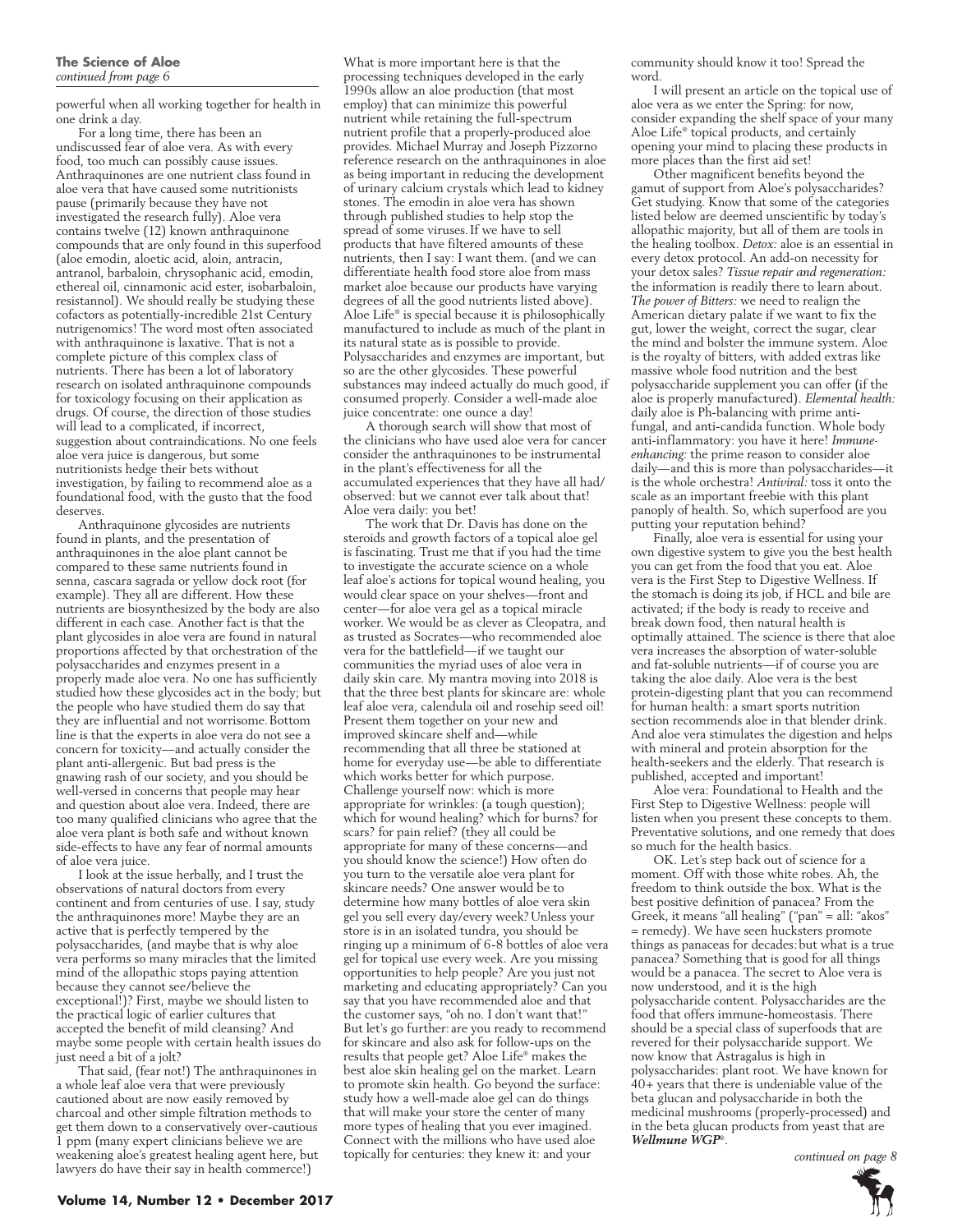**The Science of Aloe**
*continued from page 6*

powerful when all working together for health in one drink a day.

For a long time, there has been an undiscussed fear of aloe vera. As with every food, too much can possibly cause issues. Anthraquinones are one nutrient class found in aloe vera that have caused some nutritionists pause (primarily because they have not investigated the research fully). Aloe vera contains twelve (12) known anthraquinone compounds that are only found in this superfood (aloe emodin, aloetic acid, aloin, antracin, antranol, barbaloin, chrysophanic acid, emodin, ethereal oil, cinnamonic acid ester, isobarbaloin, resistannol). We should really be studying these cofactors as potentially-incredible 21st Century nutrigenomics! The word most often associated with anthraquinone is laxative. That is not a complete picture of this complex class of nutrients. There has been a lot of laboratory research on isolated anthraquinone compounds for toxicology focusing on their application as drugs. Of course, the direction of those studies will lead to a complicated, if incorrect, suggestion about contraindications. No one feels aloe vera juice is dangerous, but some nutritionists hedge their bets without investigation, by failing to recommend aloe as a foundational food, with the gusto that the food deserves.

Anthraquinone glycosides are nutrients found in plants, and the presentation of anthraquinones in the aloe plant cannot be compared to these same nutrients found in senna, cascara sagrada or yellow dock root (for example). They all are different. How these nutrients are biosynthesized by the body are also different in each case. Another fact is that the plant glycosides in aloe vera are found in natural proportions affected by that orchestration of the polysaccharides and enzymes present in a properly made aloe vera. No one has sufficiently studied how these glycosides act in the body; but the people who have studied them do say that they are influential and not worrisome. Bottom line is that the experts in aloe vera do not see a concern for toxicity—and actually consider the plant anti-allergenic. But bad press is the gnawing rash of our society, and you should be well-versed in concerns that people may hear and question about aloe vera. Indeed, there are too many qualified clinicians who agree that the aloe vera plant is both safe and without known side-effects to have any fear of normal amounts of aloe vera juice.

I look at the issue herbally, and I trust the observations of natural doctors from every continent and from centuries of use. I say, study the anthraquinones more! Maybe they are an active that is perfectly tempered by the polysaccharides, (and maybe that is why aloe vera performs so many miracles that the limited mind of the allopathic stops paying attention because they cannot see/believe the exceptional!)? First, maybe we should listen to the practical logic of earlier cultures that accepted the benefit of mild cleansing? And maybe some people with certain health issues do just need a bit of a jolt?

That said, (fear not!) The anthraquinones in a whole leaf aloe vera that were previously cautioned about are now easily removed by charcoal and other simple filtration methods to get them down to a conservatively over-cautious 1 ppm (many expert clinicians believe we are weakening aloe's greatest healing agent here, but lawyers do have their say in health commerce!)

What is more important here is that the processing techniques developed in the early 1990s allow an aloe production (that most employ) that can minimize this powerful nutrient while retaining the full-spectrum nutrient profile that a properly-produced aloe provides. Michael Murray and Joseph Pizzorno reference research on the anthraquinones in aloe as being important in reducing the development of urinary calcium crystals which lead to kidney stones. The emodin in aloe vera has shown through published studies to help stop the spread of some viruses. If we have to sell products that have filtered amounts of these nutrients, then I say: I want them. (and we can differentiate health food store aloe from mass market aloe because our products have varying degrees of all the good nutrients listed above). Aloe Life® is special because it is philosophically manufactured to include as much of the plant in its natural state as is possible to provide. Polysaccharides and enzymes are important, but so are the other glycosides. These powerful substances may indeed actually do much good, if consumed properly. Consider a well-made aloe juice concentrate: one ounce a day!

A thorough search will show that most of the clinicians who have used aloe vera for cancer consider the anthraquinones to be instrumental in the plant's effectiveness for all the accumulated experiences that they have all had/observed: but we cannot ever talk about that! Aloe vera daily: you bet!

The work that Dr. Davis has done on the steroids and growth factors of a topical aloe gel is fascinating. Trust me that if you had the time to investigate the accurate science on a whole leaf aloe's actions for topical wound healing, you would clear space on your shelves—front and center—for aloe vera gel as a topical miracle worker. We would be as clever as Cleopatra, and as trusted as Socrates—who recommended aloe vera for the battlefield—if we taught our communities the myriad uses of aloe vera in daily skin care. My mantra moving into 2018 is that the three best plants for skincare are: whole leaf aloe vera, calendula oil and rosehip seed oil! Present them together on your new and improved skincare shelf and—while recommending that all three be stationed at home for everyday use—be able to differentiate which works better for which purpose. Challenge yourself now: which is more appropriate for wrinkles: (a tough question); which for wound healing? which for burns? for scars? for pain relief? (they all could be appropriate for many of these concerns—and you should know the science!) How often do you turn to the versatile aloe vera plant for skincare needs? One answer would be to determine how many bottles of aloe vera skin gel you sell every day/every week? Unless your store is in an isolated tundra, you should be ringing up a minimum of 6-8 bottles of aloe vera gel for topical use every week. Are you missing opportunities to help people? Are you just not marketing and educating appropriately? Can you say that you have recommended aloe and that the customer says, "oh no. I don't want that!" But let's go further: are you ready to recommend for skincare and also ask for follow-ups on the results that people get? Aloe Life® makes the best aloe skin healing gel on the market. Learn to promote skin health. Go beyond the surface: study how a well-made aloe gel can do things that will make your store the center of many more types of healing that you ever imagined. Connect with the millions who have used aloe topically for centuries: they knew it: and your community should know it too! Spread the word.

I will present an article on the topical use of aloe vera as we enter the Spring: for now, consider expanding the shelf space of your many Aloe Life® topical products, and certainly opening your mind to placing these products in more places than the first aid set!

Other magnificent benefits beyond the gamut of support from Aloe's polysaccharides? Get studying. Know that some of the categories listed below are deemed unscientific by today's allopathic majority, but all of them are tools in the healing toolbox. *Detox:* aloe is an essential in every detox protocol. An add-on necessity for your detox sales? *Tissue repair and regeneration:* the information is readily there to learn about. *The power of Bitters:* we need to realign the American dietary palate if we want to fix the gut, lower the weight, correct the sugar, clear the mind and bolster the immune system. Aloe is the royalty of bitters, with added extras like massive whole food nutrition and the best polysaccharide supplement you can offer (if the aloe is properly manufactured). *Elemental health:* daily aloe is Ph-balancing with prime anti-fungal, and anti-candida function. Whole body anti-inflammatory: you have it here! *Immune-enhancing:* the prime reason to consider aloe daily—and this is more than polysaccharides—it is the whole orchestra! *Antiviral:* toss it onto the scale as an important freebie with this plant panoply of health. So, which superfood are you putting your reputation behind?

Finally, aloe vera is essential for using your own digestive system to give you the best health you can get from the food that you eat. Aloe vera is the First Step to Digestive Wellness. If the stomach is doing its job, if HCL and bile are activated; if the body is ready to receive and break down food, then natural health is optimally attained. The science is there that aloe vera increases the absorption of water-soluble and fat-soluble nutrients—if of course you are taking the aloe daily. Aloe vera is the best protein-digesting plant that you can recommend for human health: a smart sports nutrition section recommends aloe in that blender drink. And aloe vera stimulates the digestion and helps with mineral and protein absorption for the health-seekers and the elderly. That research is published, accepted and important!

Aloe vera: Foundational to Health and the First Step to Digestive Wellness: people will listen when you present these concepts to them. Preventative solutions, and one remedy that does so much for the health basics.

OK. Let's step back out of science for a moment. Off with those white robes. Ah, the freedom to think outside the box. What is the best positive definition of panacea? From the Greek, it means "all healing" ("pan" = all: "akos" = remedy). We have seen hucksters promote things as panaceas for decades: but what is a true panacea? Something that is good for all things would be a panacea. The secret to Aloe vera is now understood, and it is the high polysaccharide content. Polysaccharides are the food that offers immune-homeostasis. There should be a special class of superfoods that are revered for their polysaccharide support. We now know that Astragalus is high in polysaccharides: plant root. We have known for 40+ years that there is undeniable value of the beta glucan and polysaccharide in both the medicinal mushrooms (properly-processed) and in the beta glucan products from yeast that are ***Wellmune WGP***®.

*continued on page 8*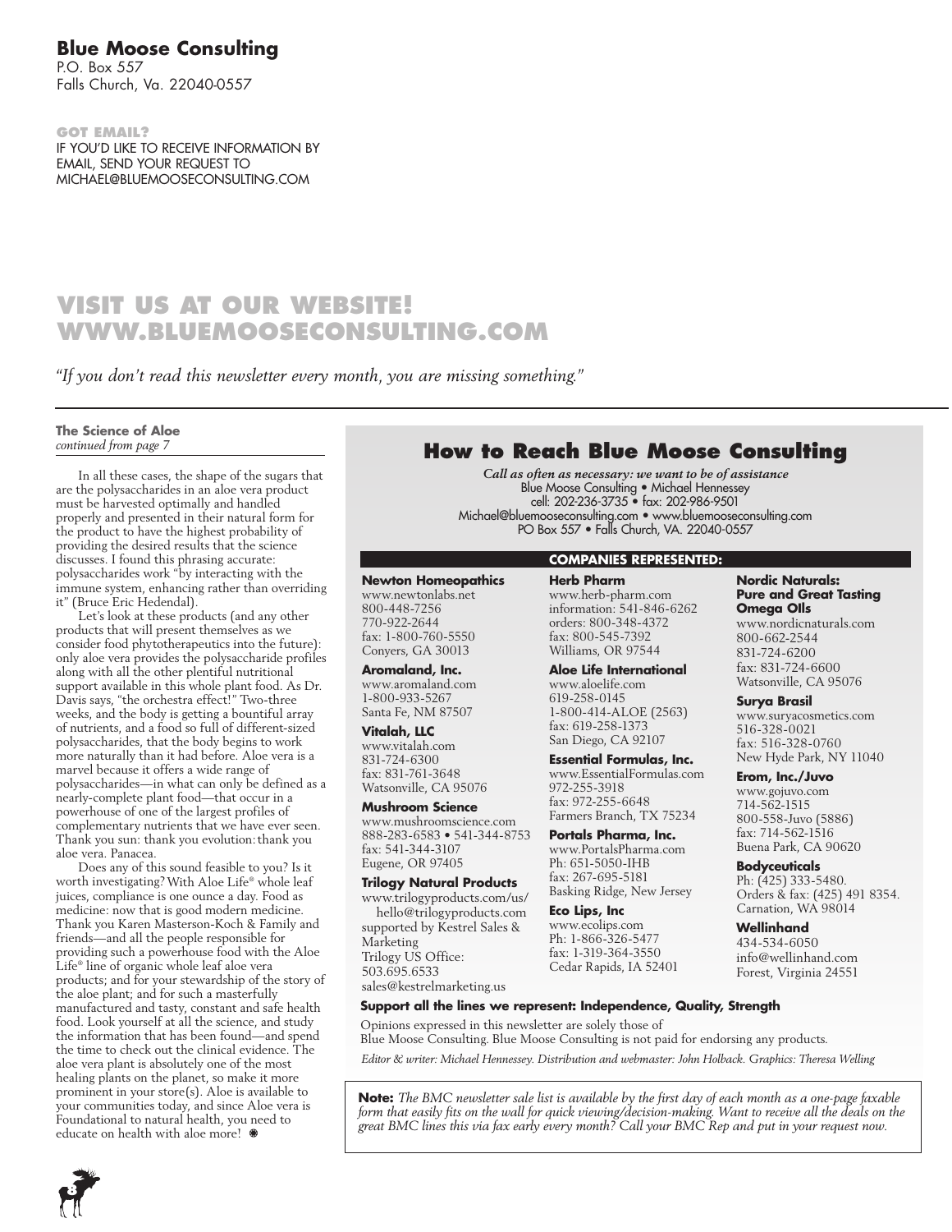**Blue Moose Consulting**
P.O. Box 557
Falls Church, Va. 22040-0557

**GOT EMAIL?**
IF YOU'D LIKE TO RECEIVE INFORMATION BY EMAIL, SEND YOUR REQUEST TO MICHAEL@BLUEMOOSECONSULTING.COM

## VISIT US AT OUR WEBSITE! WWW.BLUEMOOSECONSULTING.COM

*"If you don't read this newsletter every month, you are missing something."*

**The Science of Aloe**
*continued from page 7*

In all these cases, the shape of the sugars that are the polysaccharides in an aloe vera product must be harvested optimally and handled properly and presented in their natural form for the product to have the highest probability of providing the desired results that the science discusses. I found this phrasing accurate: polysaccharides work "by interacting with the immune system, enhancing rather than overriding it" (Bruce Eric Hedendal).

Let's look at these products (and any other products that will present themselves as we consider food phytotherapeutics into the future): only aloe vera provides the polysaccharide profiles along with all the other plentiful nutritional support available in this whole plant food. As Dr. Davis says, "the orchestra effect!" Two-three weeks, and the body is getting a bountiful array of nutrients, and a food so full of different-sized polysaccharides, that the body begins to work more naturally than it had before. Aloe vera is a marvel because it offers a wide range of polysaccharides—in what can only be defined as a nearly-complete plant food—that occur in a powerhouse of one of the largest profiles of complementary nutrients that we have ever seen. Thank you sun: thank you evolution: thank you aloe vera. Panacea.

Does any of this sound feasible to you? Is it worth investigating? With Aloe Life® whole leaf juices, compliance is one ounce a day. Food as medicine: now that is good modern medicine. Thank you Karen Masterson-Koch & Family and friends—and all the people responsible for providing such a powerhouse food with the Aloe Life® line of organic whole leaf aloe vera products; and for your stewardship of the story of the aloe plant; and for such a masterfully manufactured and tasty, constant and safe health food. Look yourself at all the science, and study the information that has been found—and spend the time to check out the clinical evidence. The aloe vera plant is absolutely one of the most healing plants on the planet, so make it more prominent in your store(s). Aloe is available to your communities today, and since Aloe vera is Foundational to natural health, you need to educate on health with aloe more! ❋

## How to Reach Blue Moose Consulting

*Call as often as necessary: we want to be of assistance*
Blue Moose Consulting • Michael Hennessey
cell: 202-236-3735 • fax: 202-986-9501
Michael@bluemooseconsulting.com • www.bluemooseconsulting.com
PO Box 557 • Falls Church, VA. 22040-0557

**COMPANIES REPRESENTED:**

**Newton Homeopathics**
www.newtonlabs.net
800-448-7256
770-922-2644
fax: 1-800-760-5550
Conyers, GA 30013

**Aromaland, Inc.**
www.aromaland.com
1-800-933-5267
Santa Fe, NM 87507

**Vitalah, LLC**
www.vitalah.com
831-724-6300
fax: 831-761-3648
Watsonville, CA 95076

**Mushroom Science**
www.mushroomscience.com
888-283-6583 • 541-344-8753
fax: 541-344-3107
Eugene, OR 97405

**Trilogy Natural Products**
www.trilogyproducts.com/us/
hello@trilogyproducts.com
supported by Kestrel Sales & Marketing
Trilogy US Office:
503.695.6533
sales@kestrelmarketing.us

**Herb Pharm**
www.herb-pharm.com
information: 541-846-6262
orders: 800-348-4372
fax: 800-545-7392
Williams, OR 97544

**Aloe Life International**
www.aloelife.com
619-258-0145
1-800-414-ALOE (2563)
fax: 619-258-1373
San Diego, CA 92107

**Essential Formulas, Inc.**
www.EssentialFormulas.com
972-255-3918
fax: 972-255-6648
Farmers Branch, TX 75234

**Portals Pharma, Inc.**
www.PortalsPharma.com
Ph: 651-5050-IHB
fax: 267-695-5181
Basking Ridge, New Jersey

**Eco Lips, Inc**
www.ecolips.com
Ph: 1-866-326-5477
fax: 1-319-364-3550
Cedar Rapids, IA 52401

**Nordic Naturals: Pure and Great Tasting Omega Oils**
www.nordicnaturals.com
800-662-2544
831-724-6200
fax: 831-724-6600
Watsonville, CA 95076

**Surya Brasil**
www.suryacosmetics.com
516-328-0021
fax: 516-328-0760
New Hyde Park, NY 11040

**Erom, Inc./Juvo**
www.gojuvo.com
714-562-1515
800-558-Juvo (5886)
fax: 714-562-1516
Buena Park, CA 90620

**Bodyceuticals**
Ph: (425) 333-5480.
Orders & fax: (425) 491 8354.
Carnation, WA 98014

**Wellinhand**
434-534-6050
info@wellinhand.com
Forest, Virginia 24551

**Support all the lines we represent: Independence, Quality, Strength**

Opinions expressed in this newsletter are solely those of Blue Moose Consulting. Blue Moose Consulting is not paid for endorsing any products.

*Editor & writer: Michael Hennessey. Distribution and webmaster: John Holback. Graphics: Theresa Welling*

**Note:** *The BMC newsletter sale list is available by the first day of each month as a one-page faxable form that easily fits on the wall for quick viewing/decision-making. Want to receive all the deals on the great BMC lines this via fax early every month? Call your BMC Rep and put in your request now.*